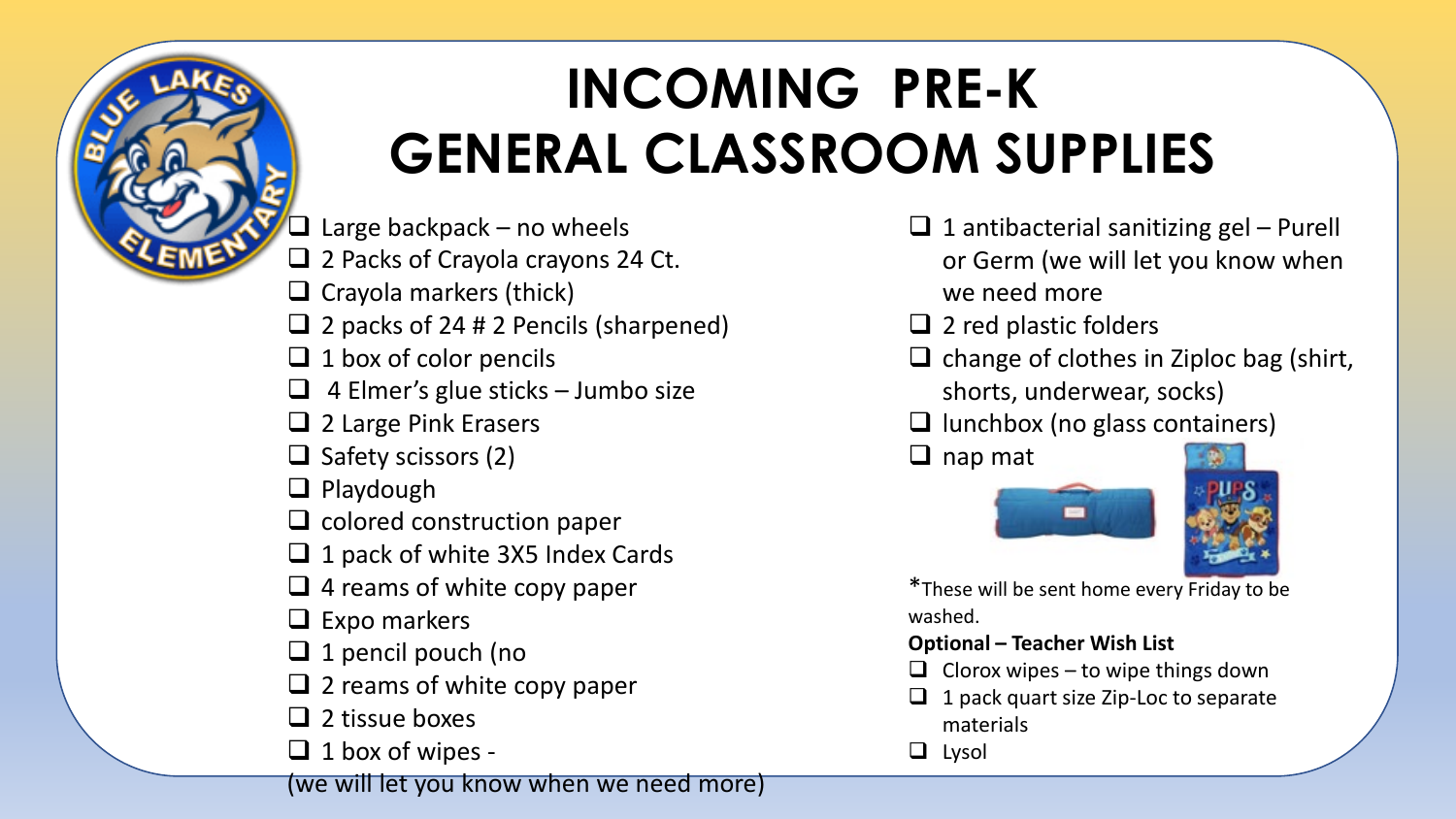# INCOMING PRE-K GENERAL CLASSROOM SUPPLIES

- ❑ Large backpack – no wheels
- ❑ 2 Packs of Crayola crayons 24 Ct.
- ❑ Crayola markers (thick)
- ❑ 2 packs of 24 # 2 Pencils (sharpened)
- ❑ 1 box of color pencils
- ❑ 4 Elmer's glue sticks – Jumbo size
- ❑ 2 Large Pink Erasers
- ❑ Safety scissors (2)
- ❑ Playdough
- ❑ colored construction paper
- ❑ 1 pack of white 3X5 Index Cards
- ❑ 4 reams of white copy paper
- ❑ Expo markers
- ❑ 1 pencil pouch (no
- ❑ 2 reams of white copy paper
- ❑ 2 tissue boxes
- ❑ 1 box of wipes -

(we will let you know when we need more)

- ❑ 1 antibacterial sanitizing gel – Purell or Germ (we will let you know when we need more
- ❑ 2 red plastic folders
- ❑ change of clothes in Ziploc bag (shirt, shorts, underwear, socks)
- ❑ lunchbox (no glass containers)
- ❑ nap mat

*These will be sent home every Friday to be washed.

**Optional – Teacher Wish List**

- ❑ Clorox wipes – to wipe things down
- ❑ 1 pack quart size Zip-Loc to separate materials
- ❑ Lysol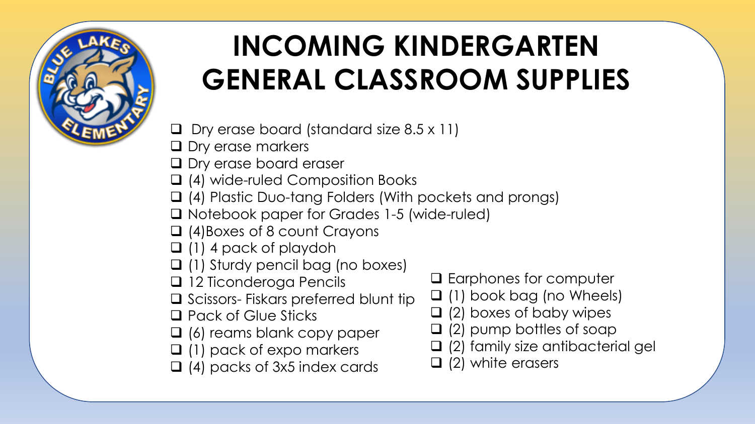# INCOMING KINDERGARTEN GENERAL CLASSROOM SUPPLIES

- [ ] Dry erase board (standard size 8.5 x 11)
- [ ] Dry erase markers
- [ ] Dry erase board eraser
- [ ] (4) wide-ruled Composition Books
- [ ] (4) Plastic Duo-tang Folders (With pockets and prongs)
- [ ] Notebook paper for Grades 1-5 (wide-ruled)
- [ ] (4)Boxes of 8 count Crayons
- [ ] (1) 4 pack of playdoh
- [ ] (1) Sturdy pencil bag (no boxes)
- [ ] 12 Ticonderoga Pencils
- [ ] Scissors- Fiskars preferred blunt tip
- [ ] Pack of Glue Sticks
- [ ] (6) reams blank copy paper
- [ ] (1) pack of expo markers
- [ ] (4) packs of 3x5 index cards
- [ ] Earphones for computer
- [ ] (1) book bag (no Wheels)
- [ ] (2) boxes of baby wipes
- [ ] (2) pump bottles of soap
- [ ] (2) family size antibacterial gel
- [ ] (2) white erasers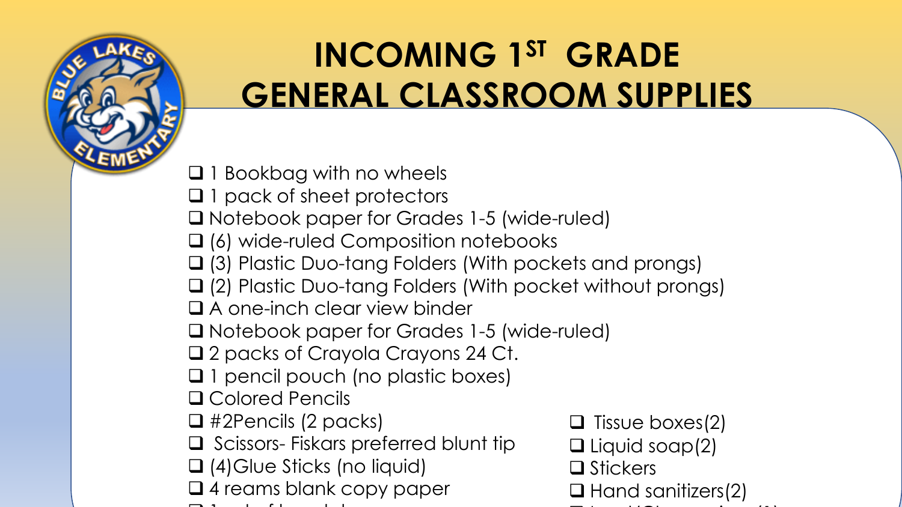# INCOMING 1ST GRADE GENERAL CLASSROOM SUPPLIES

- ❑ 1 Bookbag with no wheels
- ❑ 1 pack of sheet protectors
- ❑ Notebook paper for Grades 1-5 (wide-ruled)
- ❑ (6) wide-ruled Composition notebooks
- ❑ (3) Plastic Duo-tang Folders (With pockets and prongs)
- ❑ (2) Plastic Duo-tang Folders (With pocket without prongs)
- ❑ A one-inch clear view binder
- ❑ Notebook paper for Grades 1-5 (wide-ruled)
- ❑ 2 packs of Crayola Crayons 24 Ct.
- ❑ 1 pencil pouch (no plastic boxes)
- ❑ Colored Pencils
- ❑ #2Pencils (2 packs)
- ❑ Scissors- Fiskars preferred blunt tip
- ❑ (4)Glue Sticks (no liquid)
- ❑ 4 reams blank copy paper
- ❑ Tissue boxes(2)
- ❑ Liquid soap(2)
- ❑ Stickers
- ❑ Hand sanitizers(2)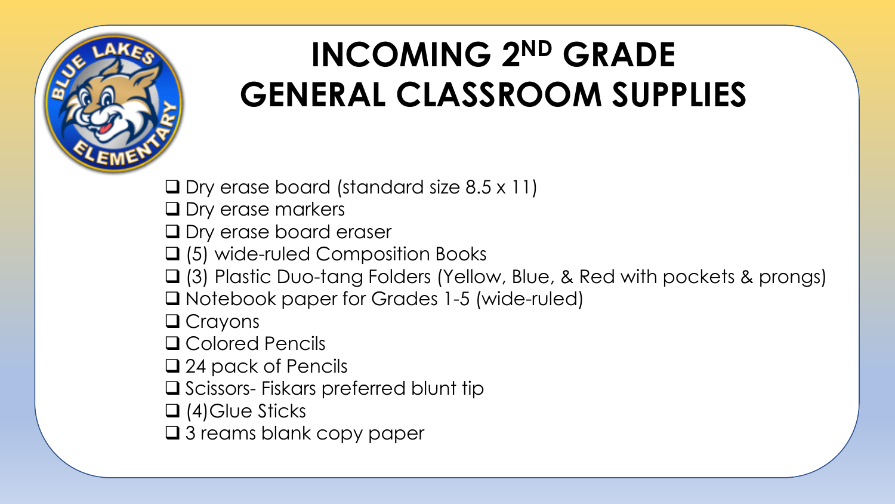# INCOMING 2ND GRADE GENERAL CLASSROOM SUPPLIES

- ❑ Dry erase board (standard size 8.5 x 11)
- ❑ Dry erase markers
- ❑ Dry erase board eraser
- ❑ (5) wide-ruled Composition Books
- ❑ (3) Plastic Duo-tang Folders (Yellow, Blue, & Red with pockets & prongs)
- ❑ Notebook paper for Grades 1-5 (wide-ruled)
- ❑ Crayons
- ❑ Colored Pencils
- ❑ 24 pack of Pencils
- ❑ Scissors- Fiskars preferred blunt tip
- ❑ (4)Glue Sticks
- ❑ 3 reams blank copy paper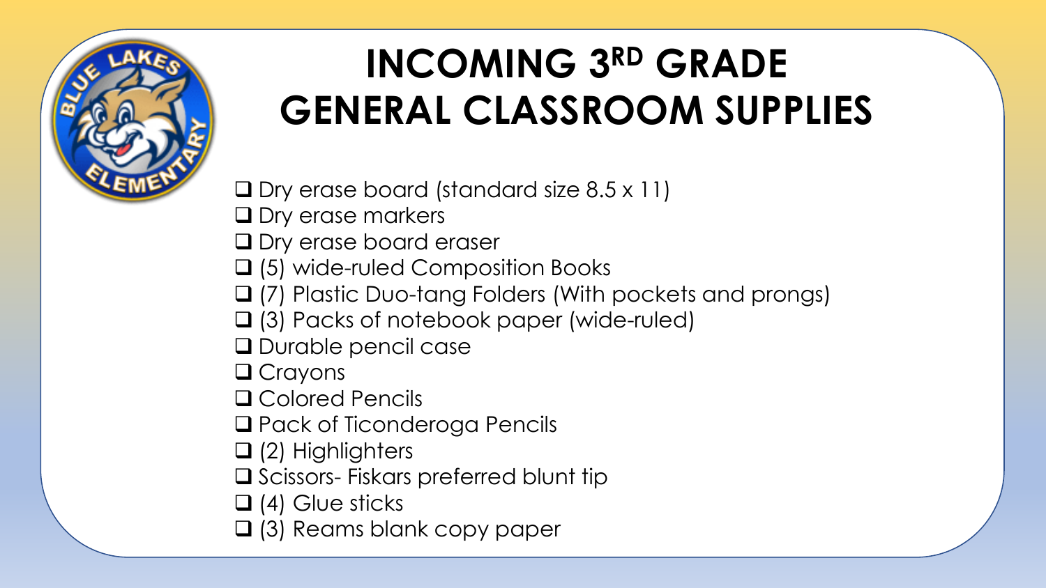# INCOMING 3RD GRADE GENERAL CLASSROOM SUPPLIES

- ❑ Dry erase board (standard size 8.5 x 11)
- ❑ Dry erase markers
- ❑ Dry erase board eraser
- ❑ (5) wide-ruled Composition Books
- ❑ (7) Plastic Duo-tang Folders (With pockets and prongs)
- ❑ (3) Packs of notebook paper (wide-ruled)
- ❑ Durable pencil case
- ❑ Crayons
- ❑ Colored Pencils
- ❑ Pack of Ticonderoga Pencils
- ❑ (2) Highlighters
- ❑ Scissors- Fiskars preferred blunt tip
- ❑ (4) Glue sticks
- ❑ (3) Reams blank copy paper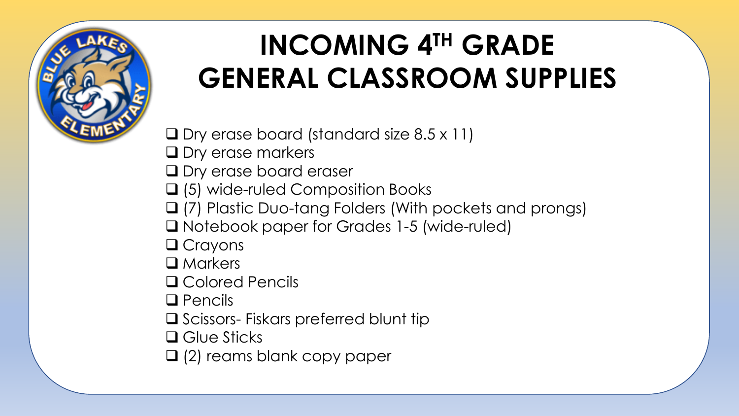# INCOMING 4TH GRADE GENERAL CLASSROOM SUPPLIES

- [ ] Dry erase board (standard size 8.5 x 11)
- [ ] Dry erase markers
- [ ] Dry erase board eraser
- [ ] (5) wide-ruled Composition Books
- [ ] (7) Plastic Duo-tang Folders (With pockets and prongs)
- [ ] Notebook paper for Grades 1-5 (wide-ruled)
- [ ] Crayons
- [ ] Markers
- [ ] Colored Pencils
- [ ] Pencils
- [ ] Scissors- Fiskars preferred blunt tip
- [ ] Glue Sticks
- [ ] (2) reams blank copy paper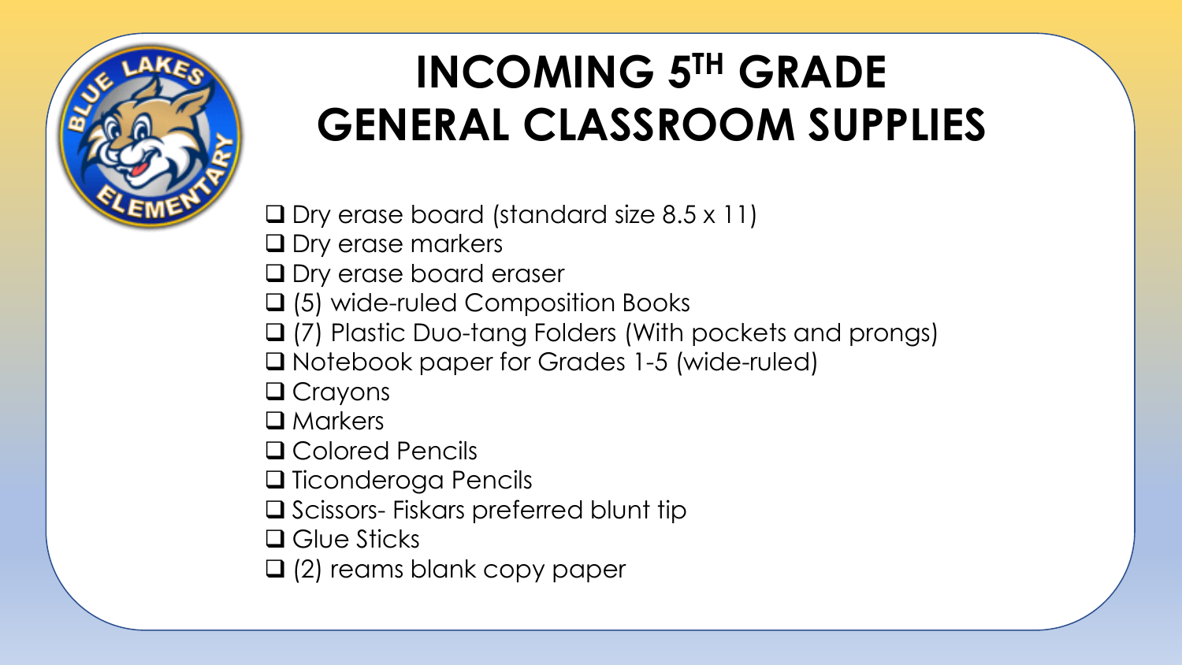# INCOMING 5TH GRADE GENERAL CLASSROOM SUPPLIES

- ❑ Dry erase board (standard size 8.5 x 11)
- ❑ Dry erase markers
- ❑ Dry erase board eraser
- ❑ (5) wide-ruled Composition Books
- ❑ (7) Plastic Duo-tang Folders (With pockets and prongs)
- ❑ Notebook paper for Grades 1-5 (wide-ruled)
- ❑ Crayons
- ❑ Markers
- ❑ Colored Pencils
- ❑ Ticonderoga Pencils
- ❑ Scissors- Fiskars preferred blunt tip
- ❑ Glue Sticks
- ❑ (2) reams blank copy paper